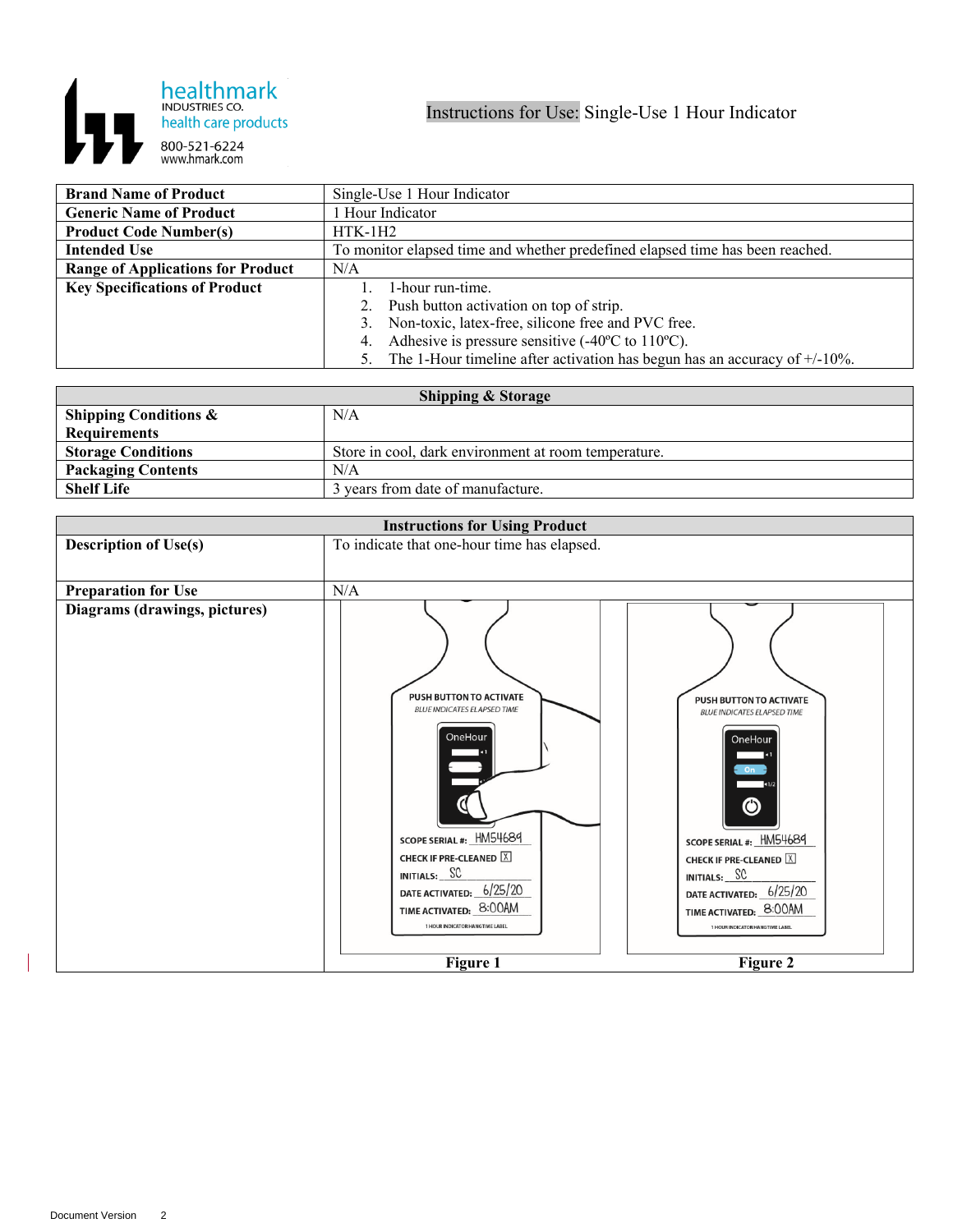healthmark
INDUSTRIES CO.
health care products
800-521-6224
www.hmark.com

# Instructions for Use: Single-Use 1 Hour Indicator

| | |
|---|---|
| **Brand Name of Product** | Single-Use 1 Hour Indicator |
| **Generic Name of Product** | 1 Hour Indicator |
| **Product Code Number(s)** | HTK-1H2 |
| **Intended Use** | To monitor elapsed time and whether predefined elapsed time has been reached. |
| **Range of Applications for Product** | N/A |
| **Key Specifications of Product** | 1. 1-hour run-time.<br>2. Push button activation on top of strip.<br>3. Non-toxic, latex-free, silicone free and PVC free.<br>4. Adhesive is pressure sensitive (-40ºC to 110ºC).<br>5. The 1-Hour timeline after activation has begun has an accuracy of +/-10%. |

| **Shipping & Storage** | |
|---|---|
| **Shipping Conditions & Requirements** | N/A |
| **Storage Conditions** | Store in cool, dark environment at room temperature. |
| **Packaging Contents** | N/A |
| **Shelf Life** | 3 years from date of manufacture. |

| **Instructions for Using Product** | |
|---|---|
| **Description of Use(s)** | To indicate that one-hour time has elapsed. |
| **Preparation for Use** | N/A |
| **Diagrams (drawings, pictures)** | Figure 1, Figure 2 |

Figure 1

Figure 2

Document Version 2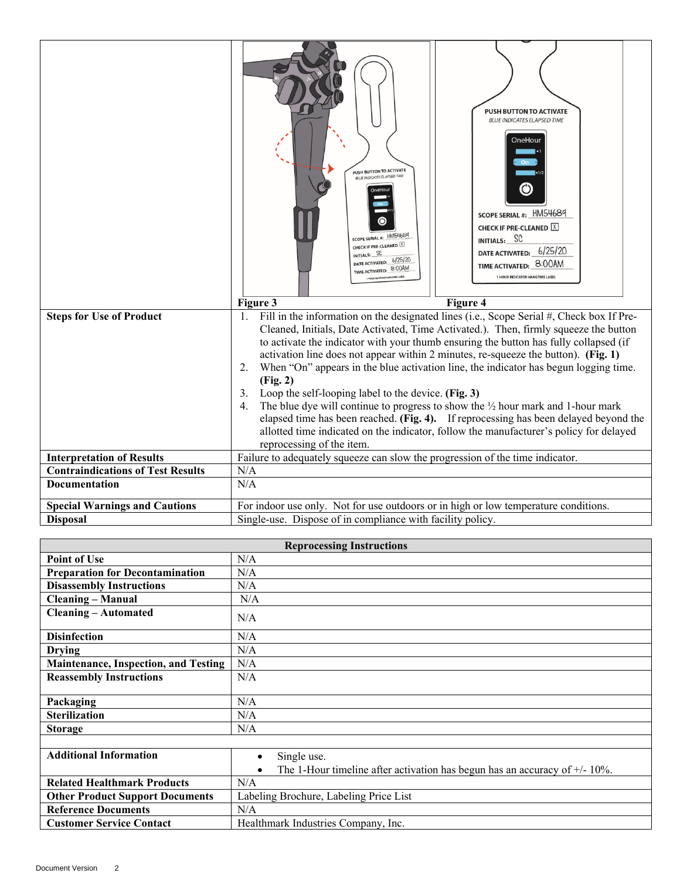| | |
|---|---|
| | **Figure 3** **Figure 4** |
| **Steps for Use of Product** | 1. Fill in the information on the designated lines (i.e., Scope Serial #, Check box If Pre-Cleaned, Initials, Date Activated, Time Activated.). Then, firmly squeeze the button to activate the indicator with your thumb ensuring the button has fully collapsed (if activation line does not appear within 2 minutes, re-squeeze the button). **(Fig. 1)**<br>2. When "On" appears in the blue activation line, the indicator has begun logging time. **(Fig. 2)**<br>3. Loop the self-looping label to the device. **(Fig. 3)**<br>4. The blue dye will continue to progress to show the ½ hour mark and 1-hour mark elapsed time has been reached. **(Fig. 4).** If reprocessing has been delayed beyond the allotted time indicated on the indicator, follow the manufacturer's policy for delayed reprocessing of the item. |
| **Interpretation of Results** | Failure to adequately squeeze can slow the progression of the time indicator. |
| **Contraindications of Test Results** | N/A |
| **Documentation** | N/A |
| **Special Warnings and Cautions** | For indoor use only. Not for use outdoors or in high or low temperature conditions. |
| **Disposal** | Single-use. Dispose of in compliance with facility policy. |

| **Reprocessing Instructions** | |
|---|---|
| **Point of Use** | N/A |
| **Preparation for Decontamination** | N/A |
| **Disassembly Instructions** | N/A |
| **Cleaning – Manual** | N/A |
| **Cleaning – Automated** | N/A |
| **Disinfection** | N/A |
| **Drying** | N/A |
| **Maintenance, Inspection, and Testing** | N/A |
| **Reassembly Instructions** | N/A |
| **Packaging** | N/A |
| **Sterilization** | N/A |
| **Storage** | N/A |
| | |
| **Additional Information** | • Single use.<br>• The 1-Hour timeline after activation has begun has an accuracy of +/- 10%. |
| **Related Healthmark Products** | N/A |
| **Other Product Support Documents** | Labeling Brochure, Labeling Price List |
| **Reference Documents** | N/A |
| **Customer Service Contact** | Healthmark Industries Company, Inc. |

Document Version 2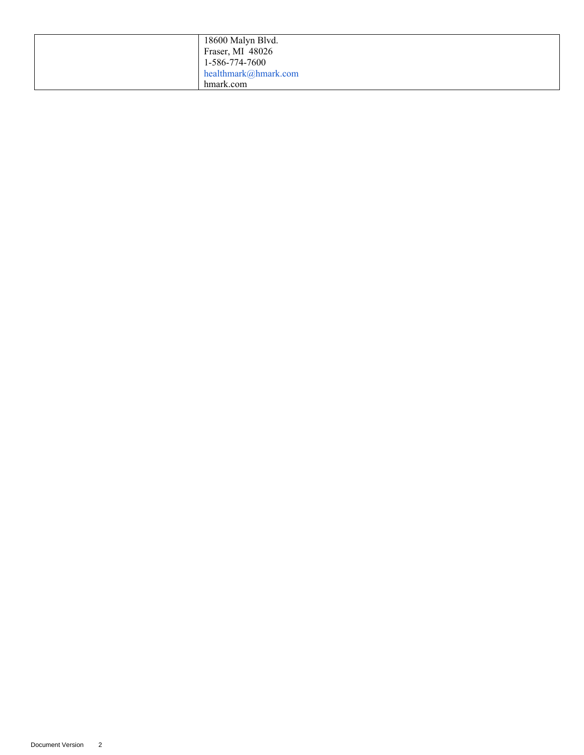| | |
|---|---|
| | 18600 Malyn Blvd.<br>Fraser, MI 48026<br>1-586-774-7600<br>healthmark@hmark.com<br>hmark.com |

Document Version 2